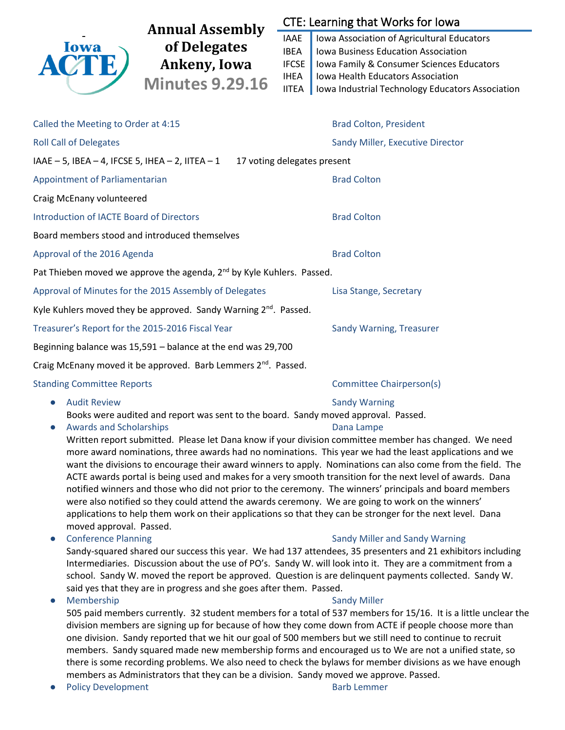# Annual Assembly of Delegates Ankeny, Iowa

## Minutes 9.29.16

**CTE: Learning that Works for Iowa**

| | |
|---|---|
| IAAE | Iowa Association of Agricultural Educators |
| IBEA | Iowa Business Education Association |
| IFCSE | Iowa Family & Consumer Sciences Educators |
| IHEA | Iowa Health Educators Association |
| IITEA | Iowa Industrial Technology Educators Association |

Called the Meeting to Order at 4:15 — Brad Colton, President

Roll Call of Delegates — Sandy Miller, Executive Director

IAAE – 5, IBEA – 4, IFCSE 5, IHEA – 2, IITEA – 1    17 voting delegates present

Appointment of Parliamentarian — Brad Colton

Craig McEnany volunteered

Introduction of IACTE Board of Directors — Brad Colton

Board members stood and introduced themselves

Approval of the 2016 Agenda — Brad Colton

Pat Thieben moved we approve the agenda, 2nd by Kyle Kuhlers. Passed.

Approval of Minutes for the 2015 Assembly of Delegates — Lisa Stange, Secretary

Kyle Kuhlers moved they be approved. Sandy Warning 2nd. Passed.

Treasurer's Report for the 2015-2016 Fiscal Year — Sandy Warning, Treasurer

Beginning balance was 15,591 – balance at the end was 29,700

Craig McEnany moved it be approved. Barb Lemmers 2nd. Passed.

Standing Committee Reports — Committee Chairperson(s)

- Audit Review — Sandy Warning
  Books were audited and report was sent to the board. Sandy moved approval. Passed.
- Awards and Scholarships — Dana Lampe
  Written report submitted. Please let Dana know if your division committee member has changed. We need more award nominations, three awards had no nominations. This year we had the least applications and we want the divisions to encourage their award winners to apply. Nominations can also come from the field. The ACTE awards portal is being used and makes for a very smooth transition for the next level of awards. Dana notified winners and those who did not prior to the ceremony. The winners' principals and board members were also notified so they could attend the awards ceremony. We are going to work on the winners' applications to help them work on their applications so that they can be stronger for the next level. Dana moved approval. Passed.
- Conference Planning — Sandy Miller and Sandy Warning
  Sandy-squared shared our success this year. We had 137 attendees, 35 presenters and 21 exhibitors including Intermediaries. Discussion about the use of PO's. Sandy W. will look into it. They are a commitment from a school. Sandy W. moved the report be approved. Question is are delinquent payments collected. Sandy W. said yes that they are in progress and she goes after them. Passed.
- Membership — Sandy Miller
  505 paid members currently. 32 student members for a total of 537 members for 15/16. It is a little unclear the division members are signing up for because of how they come down from ACTE if people choose more than one division. Sandy reported that we hit our goal of 500 members but we still need to continue to recruit members. Sandy squared made new membership forms and encouraged us to We are not a unified state, so there is some recording problems. We also need to check the bylaws for member divisions as we have enough members as Administrators that they can be a division. Sandy moved we approve. Passed.
- Policy Development — Barb Lemmer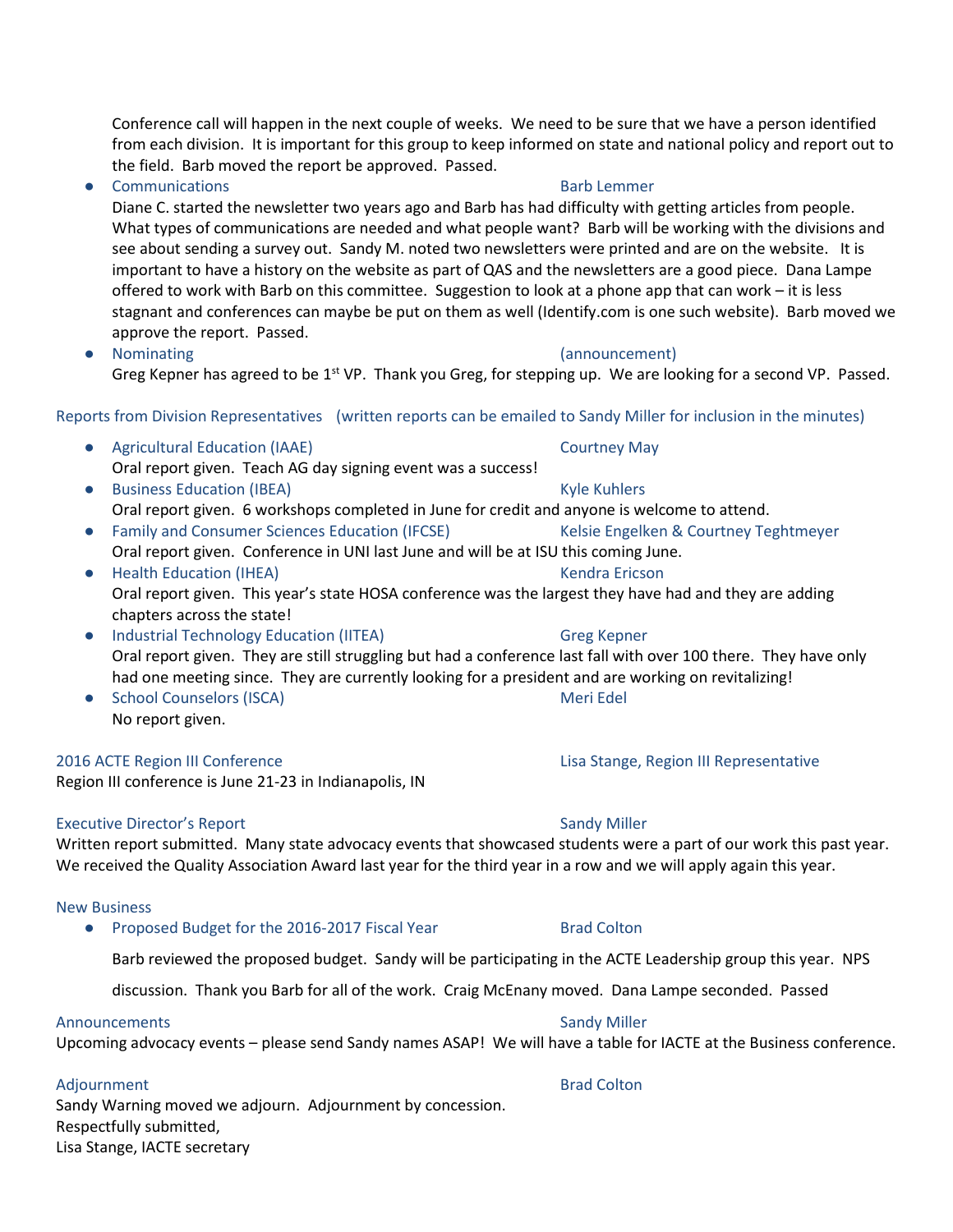Conference call will happen in the next couple of weeks. We need to be sure that we have a person identified from each division. It is important for this group to keep informed on state and national policy and report out to the field. Barb moved the report be approved. Passed.

- Communications — Barb Lemmer
  Diane C. started the newsletter two years ago and Barb has had difficulty with getting articles from people. What types of communications are needed and what people want? Barb will be working with the divisions and see about sending a survey out. Sandy M. noted two newsletters were printed and are on the website. It is important to have a history on the website as part of QAS and the newsletters are a good piece. Dana Lampe offered to work with Barb on this committee. Suggestion to look at a phone app that can work – it is less stagnant and conferences can maybe be put on them as well (Identify.com is one such website). Barb moved we approve the report. Passed.
- Nominating — (announcement)
  Greg Kepner has agreed to be 1st VP. Thank you Greg, for stepping up. We are looking for a second VP. Passed.

## Reports from Division Representatives (written reports can be emailed to Sandy Miller for inclusion in the minutes)

- Agricultural Education (IAAE) — Courtney May
  Oral report given. Teach AG day signing event was a success!
- Business Education (IBEA) — Kyle Kuhlers
  Oral report given. 6 workshops completed in June for credit and anyone is welcome to attend.
- Family and Consumer Sciences Education (IFCSE) — Kelsie Engelken & Courtney Teghtmeyer
  Oral report given. Conference in UNI last June and will be at ISU this coming June.
- Health Education (IHEA) — Kendra Ericson
  Oral report given. This year's state HOSA conference was the largest they have had and they are adding chapters across the state!
- Industrial Technology Education (IITEA) — Greg Kepner
  Oral report given. They are still struggling but had a conference last fall with over 100 there. They have only had one meeting since. They are currently looking for a president and are working on revitalizing!
- School Counselors (ISCA) — Meri Edel
  No report given.

## 2016 ACTE Region III Conference — Lisa Stange, Region III Representative

Region III conference is June 21-23 in Indianapolis, IN

## Executive Director's Report — Sandy Miller

Written report submitted. Many state advocacy events that showcased students were a part of our work this past year. We received the Quality Association Award last year for the third year in a row and we will apply again this year.

## New Business

- Proposed Budget for the 2016-2017 Fiscal Year — Brad Colton

  Barb reviewed the proposed budget. Sandy will be participating in the ACTE Leadership group this year. NPS discussion. Thank you Barb for all of the work. Craig McEnany moved. Dana Lampe seconded. Passed

## Announcements — Sandy Miller

Upcoming advocacy events – please send Sandy names ASAP! We will have a table for IACTE at the Business conference.

## Adjournment — Brad Colton

Sandy Warning moved we adjourn. Adjournment by concession.
Respectfully submitted,
Lisa Stange, IACTE secretary